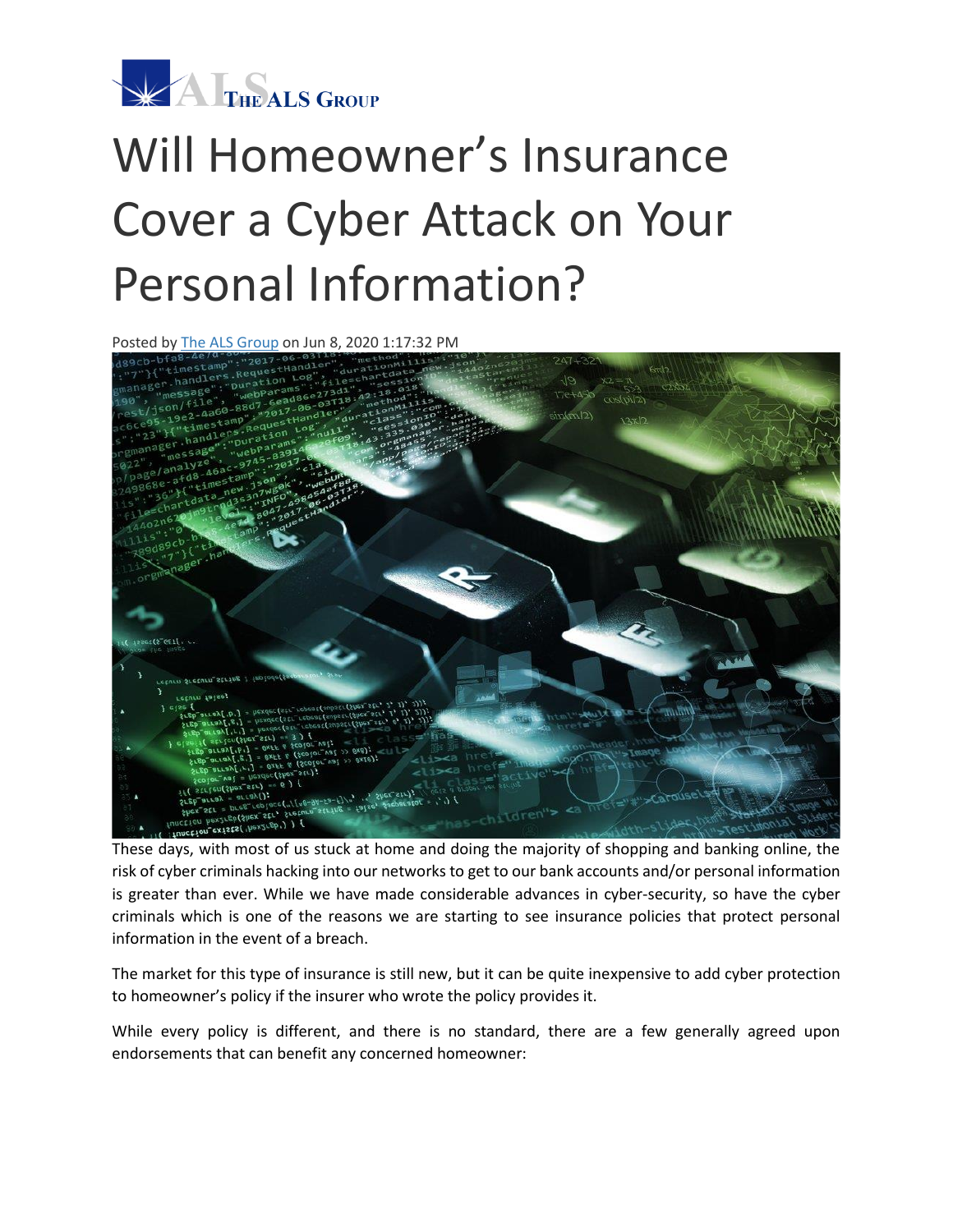# Will Homeowner's Insurance Cover a Cyber Attack on Your Personal Information?

Posted by [The ALS Group]() on Jun 8, 2020 1:17:32 PM

These days, with most of us stuck at home and doing the majority of shopping and banking online, the risk of cyber criminals hacking into our networks to get to our bank accounts and/or personal information is greater than ever. While we have made considerable advances in cyber-security, so have the cyber criminals which is one of the reasons we are starting to see insurance policies that protect personal information in the event of a breach.

The market for this type of insurance is still new, but it can be quite inexpensive to add cyber protection to homeowner's policy if the insurer who wrote the policy provides it.

While every policy is different, and there is no standard, there are a few generally agreed upon endorsements that can benefit any concerned homeowner: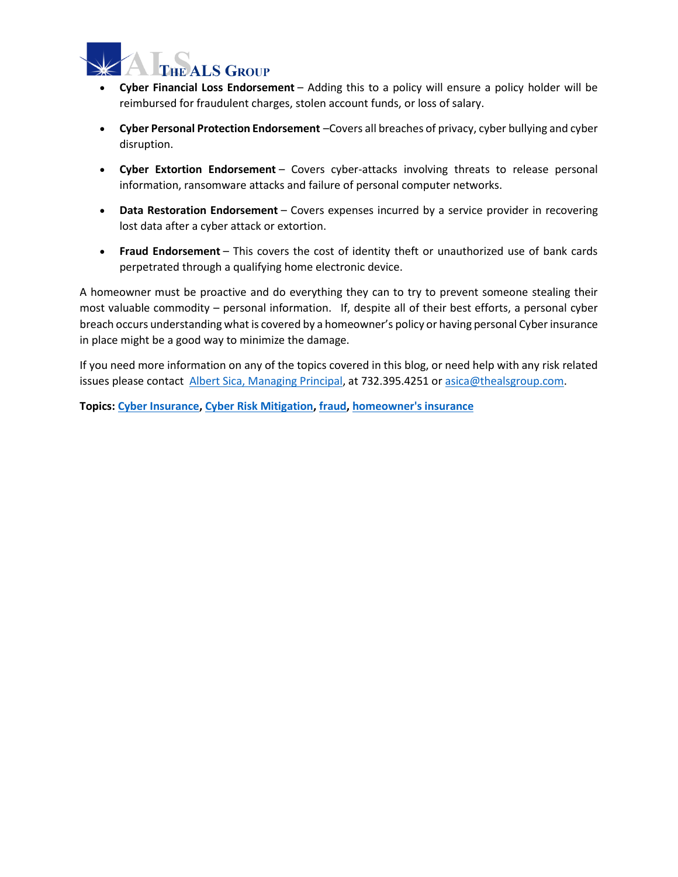- **Cyber Financial Loss Endorsement** – Adding this to a policy will ensure a policy holder will be reimbursed for fraudulent charges, stolen account funds, or loss of salary.

- **Cyber Personal Protection Endorsement** –Covers all breaches of privacy, cyber bullying and cyber disruption.

- **Cyber Extortion Endorsement** – Covers cyber-attacks involving threats to release personal information, ransomware attacks and failure of personal computer networks.

- **Data Restoration Endorsement** – Covers expenses incurred by a service provider in recovering lost data after a cyber attack or extortion.

- **Fraud Endorsement** – This covers the cost of identity theft or unauthorized use of bank cards perpetrated through a qualifying home electronic device.

A homeowner must be proactive and do everything they can to try to prevent someone stealing their most valuable commodity – personal information. If, despite all of their best efforts, a personal cyber breach occurs understanding what is covered by a homeowner's policy or having personal Cyber insurance in place might be a good way to minimize the damage.

If you need more information on any of the topics covered in this blog, or need help with any risk related issues please contact Albert Sica, Managing Principal, at 732.395.4251 or asica@thealsgroup.com.

**Topics: Cyber Insurance, Cyber Risk Mitigation, fraud, homeowner's insurance**